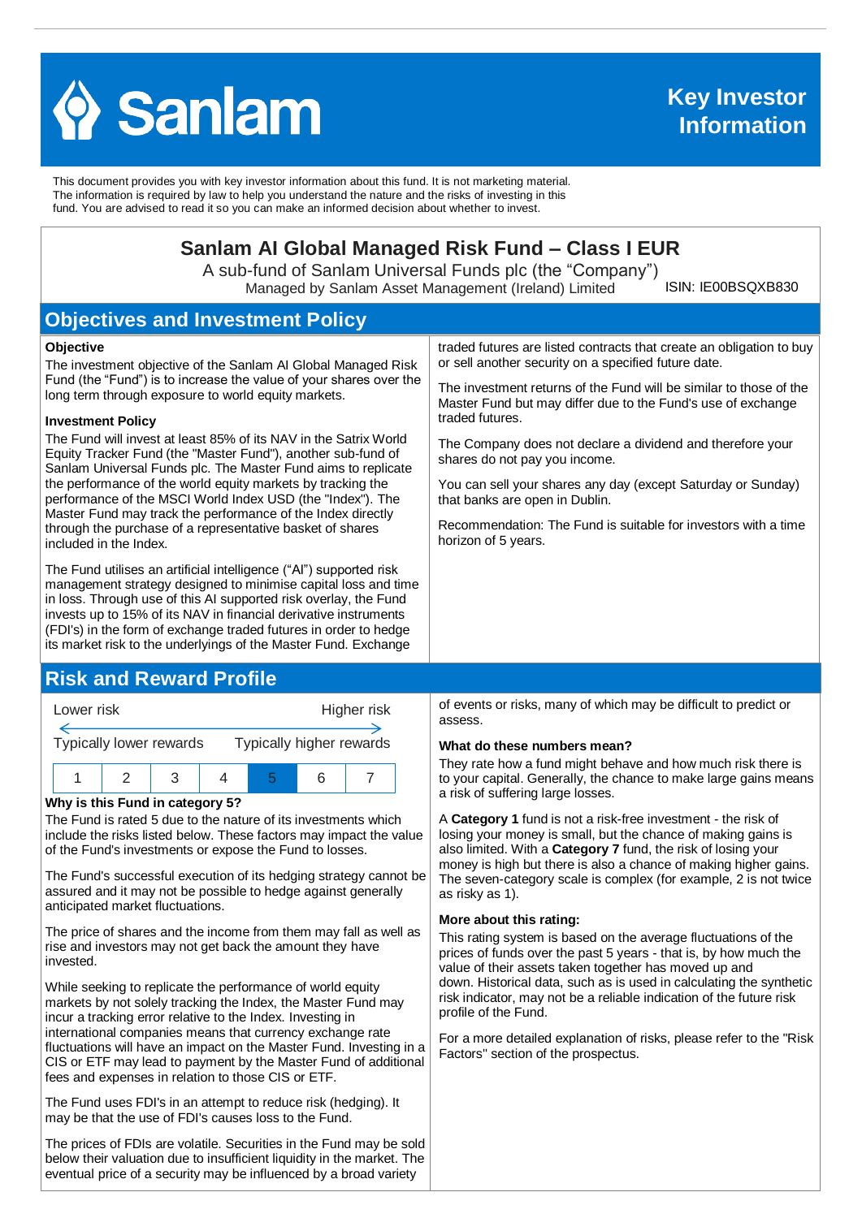# Sanlam

**Key Investor Information**

This document provides you with key investor information about this fund. It is not marketing material. The information is required by law to help you understand the nature and the risks of investing in this fund. You are advised to read it so you can make an informed decision about whether to invest.

## Sanlam AI Global Managed Risk Fund – Class I EUR

A sub-fund of Sanlam Universal Funds plc (the "Company")

Managed by Sanlam Asset Management (Ireland) Limited ISIN: IE00BSQXB830

## Objectives and Investment Policy

**Objective**

The investment objective of the Sanlam AI Global Managed Risk Fund (the "Fund") is to increase the value of your shares over the long term through exposure to world equity markets.

**Investment Policy**

The Fund will invest at least 85% of its NAV in the Satrix World Equity Tracker Fund (the "Master Fund"), another sub-fund of Sanlam Universal Funds plc. The Master Fund aims to replicate the performance of the world equity markets by tracking the performance of the MSCI World Index USD (the "Index"). The Master Fund may track the performance of the Index directly through the purchase of a representative basket of shares included in the Index.

The Fund utilises an artificial intelligence ("AI") supported risk management strategy designed to minimise capital loss and time in loss. Through use of this AI supported risk overlay, the Fund invests up to 15% of its NAV in financial derivative instruments (FDI's) in the form of exchange traded futures in order to hedge its market risk to the underlyings of the Master Fund. Exchange traded futures are listed contracts that create an obligation to buy or sell another security on a specified future date.

The investment returns of the Fund will be similar to those of the Master Fund but may differ due to the Fund's use of exchange traded futures.

The Company does not declare a dividend and therefore your shares do not pay you income.

You can sell your shares any day (except Saturday or Sunday) that banks are open in Dublin.

Recommendation: The Fund is suitable for investors with a time horizon of 5 years.

## Risk and Reward Profile

Lower risk — Higher risk

Typically lower rewards — Typically higher rewards

| 1 | 2 | 3 | 4 | **5** | 6 | 7 |
|---|---|---|---|---|---|---|

**Why is this Fund in category 5?**

The Fund is rated 5 due to the nature of its investments which include the risks listed below. These factors may impact the value of the Fund's investments or expose the Fund to losses.

The Fund's successful execution of its hedging strategy cannot be assured and it may not be possible to hedge against generally anticipated market fluctuations.

The price of shares and the income from them may fall as well as rise and investors may not get back the amount they have invested.

While seeking to replicate the performance of world equity markets by not solely tracking the Index, the Master Fund may incur a tracking error relative to the Index. Investing in international companies means that currency exchange rate fluctuations will have an impact on the Master Fund. Investing in a CIS or ETF may lead to payment by the Master Fund of additional fees and expenses in relation to those CIS or ETF.

The Fund uses FDI's in an attempt to reduce risk (hedging). It may be that the use of FDI's causes loss to the Fund.

The prices of FDIs are volatile. Securities in the Fund may be sold below their valuation due to insufficient liquidity in the market. The eventual price of a security may be influenced by a broad variety of events or risks, many of which may be difficult to predict or assess.

**What do these numbers mean?**

They rate how a fund might behave and how much risk there is to your capital. Generally, the chance to make large gains means a risk of suffering large losses.

A **Category 1** fund is not a risk-free investment - the risk of losing your money is small, but the chance of making gains is also limited. With a **Category 7** fund, the risk of losing your money is high but there is also a chance of making higher gains. The seven-category scale is complex (for example, 2 is not twice as risky as 1).

**More about this rating:**

This rating system is based on the average fluctuations of the prices of funds over the past 5 years - that is, by how much the value of their assets taken together has moved up and down. Historical data, such as is used in calculating the synthetic risk indicator, may not be a reliable indication of the future risk profile of the Fund.

For a more detailed explanation of risks, please refer to the "Risk Factors" section of the prospectus.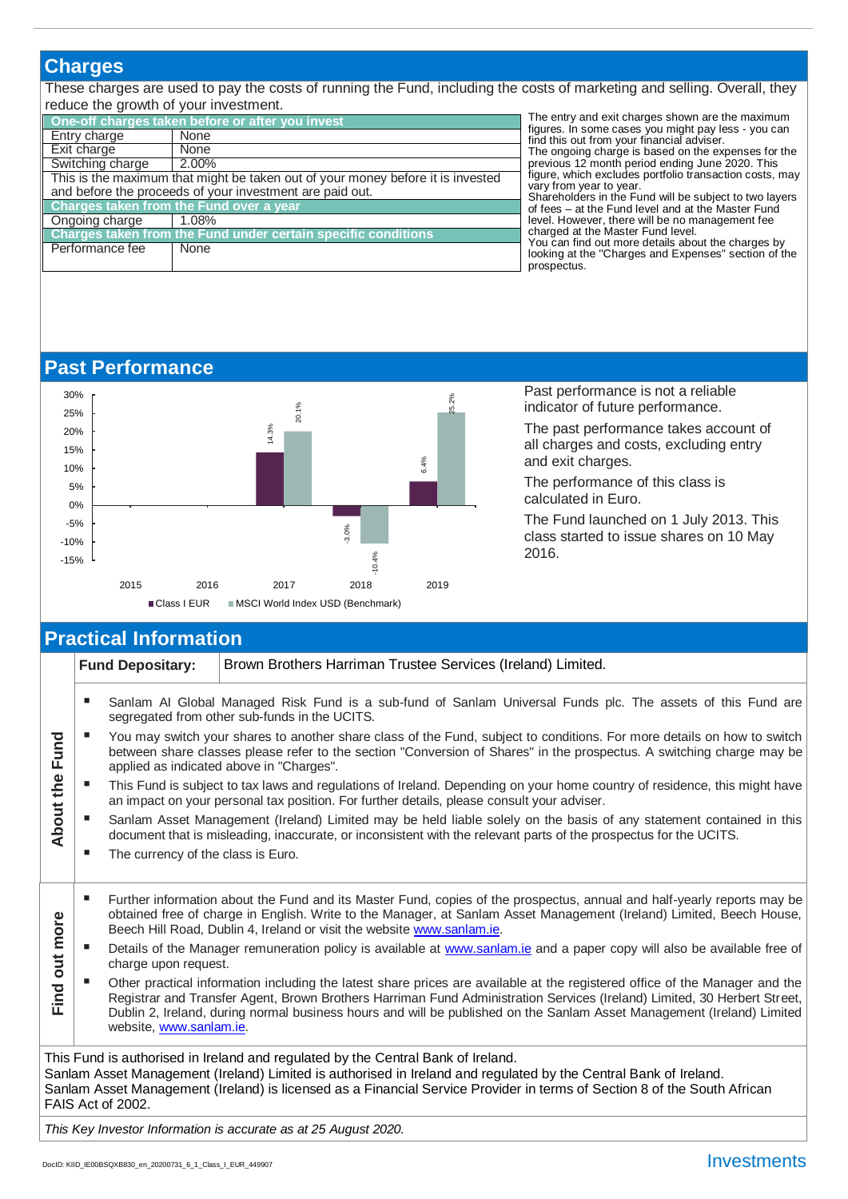## Charges

These charges are used to pay the costs of running the Fund, including the costs of marketing and selling. Overall, they reduce the growth of your investment.

| | |
|---|---|
| **One-off charges taken before or after you invest** | |
| Entry charge | None |
| Exit charge | None |
| Switching charge | 2.00% |
| This is the maximum that might be taken out of your money before it is invested and before the proceeds of your investment are paid out. | |
| **Charges taken from the Fund over a year** | |
| Ongoing charge | 1.08% |
| **Charges taken from the Fund under certain specific conditions** | |
| Performance fee | None |

The entry and exit charges shown are the maximum figures. In some cases you might pay less - you can find this out from your financial adviser.
The ongoing charge is based on the expenses for the previous 12 month period ending June 2020. This figure, which excludes portfolio transaction costs, may vary from year to year.
Shareholders in the Fund will be subject to two layers of fees – at the Fund level and at the Master Fund level. However, there will be no management fee charged at the Master Fund level.
You can find out more details about the charges by looking at the "Charges and Expenses" section of the prospectus.

## Past Performance

30%
25%
20%
15%
10%
5%
0%
-5%
-10%
-15%

14.3%
20.1%
-3.0%
-10.4%
6.4%
25.2%

2015
2016
2017
2018
2019

Class I EUR
MSCI World Index USD (Benchmark)

Past performance is not a reliable indicator of future performance.

The past performance takes account of all charges and costs, excluding entry and exit charges.

The performance of this class is calculated in Euro.

The Fund launched on 1 July 2013. This class started to issue shares on 10 May 2016.

## Practical Information

**Fund Depositary:** Brown Brothers Harriman Trustee Services (Ireland) Limited.

### About the Fund

- Sanlam AI Global Managed Risk Fund is a sub-fund of Sanlam Universal Funds plc. The assets of this Fund are segregated from other sub-funds in the UCITS.
- You may switch your shares to another share class of the Fund, subject to conditions. For more details on how to switch between share classes please refer to the section "Conversion of Shares" in the prospectus. A switching charge may be applied as indicated above in "Charges".
- This Fund is subject to tax laws and regulations of Ireland. Depending on your home country of residence, this might have an impact on your personal tax position. For further details, please consult your adviser.
- Sanlam Asset Management (Ireland) Limited may be held liable solely on the basis of any statement contained in this document that is misleading, inaccurate, or inconsistent with the relevant parts of the prospectus for the UCITS.
- The currency of the class is Euro.

### Find out more

- Further information about the Fund and its Master Fund, copies of the prospectus, annual and half-yearly reports may be obtained free of charge in English. Write to the Manager, at Sanlam Asset Management (Ireland) Limited, Beech House, Beech Hill Road, Dublin 4, Ireland or visit the website www.sanlam.ie.
- Details of the Manager remuneration policy is available at www.sanlam.ie and a paper copy will also be available free of charge upon request.
- Other practical information including the latest share prices are available at the registered office of the Manager and the Registrar and Transfer Agent, Brown Brothers Harriman Fund Administration Services (Ireland) Limited, 30 Herbert Street, Dublin 2, Ireland, during normal business hours and will be published on the Sanlam Asset Management (Ireland) Limited website, www.sanlam.ie.

This Fund is authorised in Ireland and regulated by the Central Bank of Ireland.
Sanlam Asset Management (Ireland) Limited is authorised in Ireland and regulated by the Central Bank of Ireland.
Sanlam Asset Management (Ireland) is licensed as a Financial Service Provider in terms of Section 8 of the South African FAIS Act of 2002.

*This Key Investor Information is accurate as at 25 August 2020.*

DocID: KIID_IE00BSQXB830_en_20200731_6_1_Class_I_EUR_449907

Investments